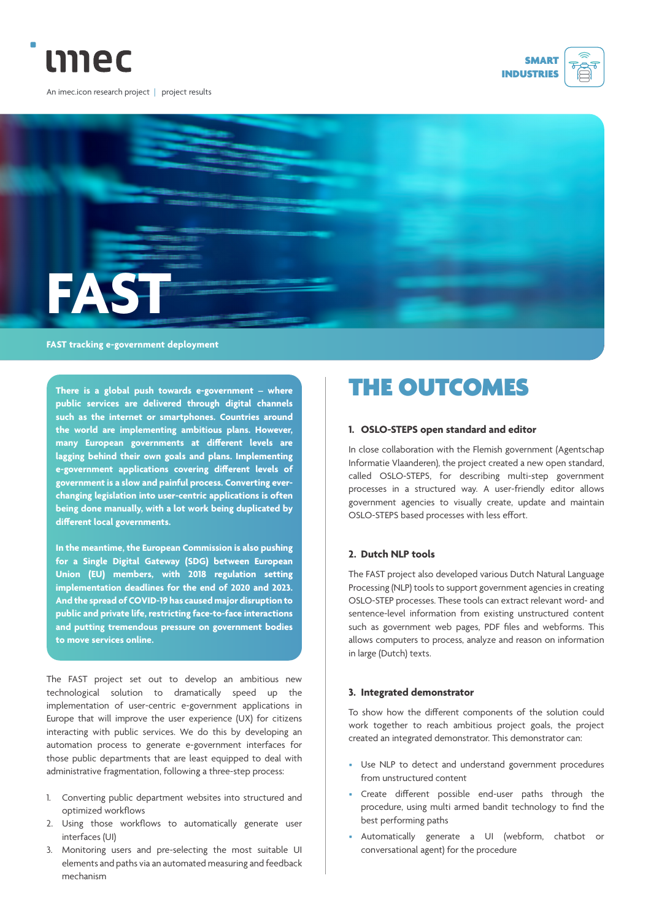imec

An imec.icon research project | project results

SMART INDUSTRIES

# FAST

**FAST tracking e-government deployment**

**There is a global push towards e-government – where public services are delivered through digital channels such as the internet or smartphones. Countries around the world are implementing ambitious plans. However, many European governments at different levels are lagging behind their own goals and plans. Implementing e-government applications covering different levels of government is a slow and painful process. Converting ever-changing legislation into user-centric applications is often being done manually, with a lot work being duplicated by different local governments.**

**In the meantime, the European Commission is also pushing for a Single Digital Gateway (SDG) between European Union (EU) members, with 2018 regulation setting implementation deadlines for the end of 2020 and 2023. And the spread of COVID-19 has caused major disruption to public and private life, restricting face-to-face interactions and putting tremendous pressure on government bodies to move services online.**

The FAST project set out to develop an ambitious new technological solution to dramatically speed up the implementation of user-centric e-government applications in Europe that will improve the user experience (UX) for citizens interacting with public services. We do this by developing an automation process to generate e-government interfaces for those public departments that are least equipped to deal with administrative fragmentation, following a three-step process:

1. Converting public department websites into structured and optimized workflows
2. Using those workflows to automatically generate user interfaces (UI)
3. Monitoring users and pre-selecting the most suitable UI elements and paths via an automated measuring and feedback mechanism

## THE OUTCOMES

### 1. OSLO-STEPS open standard and editor

In close collaboration with the Flemish government (Agentschap Informatie Vlaanderen), the project created a new open standard, called OSLO-STEPS, for describing multi-step government processes in a structured way. A user-friendly editor allows government agencies to visually create, update and maintain OSLO-STEPS based processes with less effort.

### 2. Dutch NLP tools

The FAST project also developed various Dutch Natural Language Processing (NLP) tools to support government agencies in creating OSLO-STEP processes. These tools can extract relevant word- and sentence-level information from existing unstructured content such as government web pages, PDF files and webforms. This allows computers to process, analyze and reason on information in large (Dutch) texts.

### 3. Integrated demonstrator

To show how the different components of the solution could work together to reach ambitious project goals, the project created an integrated demonstrator. This demonstrator can:

- Use NLP to detect and understand government procedures from unstructured content
- Create different possible end-user paths through the procedure, using multi armed bandit technology to find the best performing paths
- Automatically generate a UI (webform, chatbot or conversational agent) for the procedure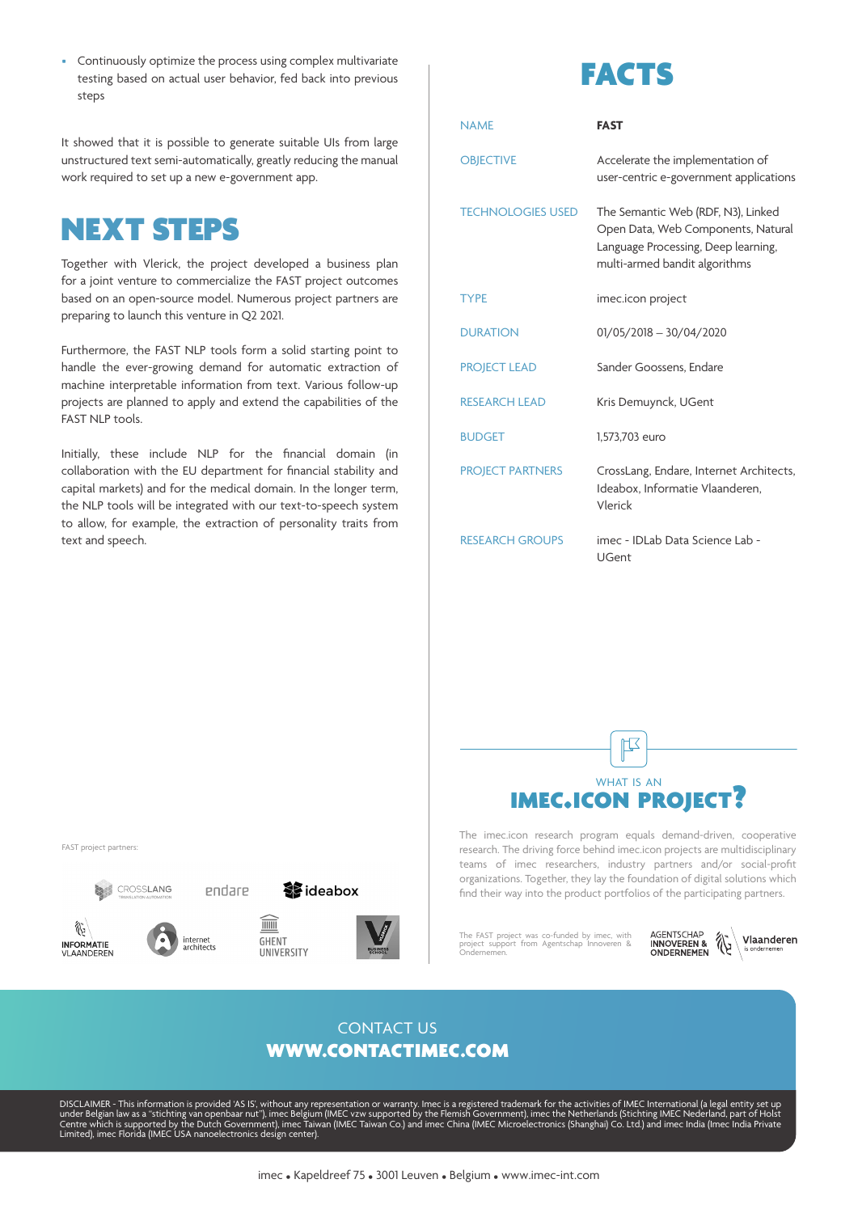- Continuously optimize the process using complex multivariate testing based on actual user behavior, fed back into previous steps

It showed that it is possible to generate suitable UIs from large unstructured text semi-automatically, greatly reducing the manual work required to set up a new e-government app.

## NEXT STEPS

Together with Vlerick, the project developed a business plan for a joint venture to commercialize the FAST project outcomes based on an open-source model. Numerous project partners are preparing to launch this venture in Q2 2021.

Furthermore, the FAST NLP tools form a solid starting point to handle the ever-growing demand for automatic extraction of machine interpretable information from text. Various follow-up projects are planned to apply and extend the capabilities of the FAST NLP tools.

Initially, these include NLP for the financial domain (in collaboration with the EU department for financial stability and capital markets) and for the medical domain. In the longer term, the NLP tools will be integrated with our text-to-speech system to allow, for example, the extraction of personality traits from text and speech.

FAST project partners:

CROSSLANG, endare, ideabox, INFORMATIE VLAANDEREN, internet architects, GHENT UNIVERSITY, VLERICK BUSINESS SCHOOL

## FACTS

| | |
|---|---|
| NAME | **FAST** |
| OBJECTIVE | Accelerate the implementation of user-centric e-government applications |
| TECHNOLOGIES USED | The Semantic Web (RDF, N3), Linked Open Data, Web Components, Natural Language Processing, Deep learning, multi-armed bandit algorithms |
| TYPE | imec.icon project |
| DURATION | 01/05/2018 – 30/04/2020 |
| PROJECT LEAD | Sander Goossens, Endare |
| RESEARCH LEAD | Kris Demuynck, UGent |
| BUDGET | 1,573,703 euro |
| PROJECT PARTNERS | CrossLang, Endare, Internet Architects, Ideabox, Informatie Vlaanderen, Vlerick |
| RESEARCH GROUPS | imec - IDLab Data Science Lab - UGent |

WHAT IS AN

## IMEC.ICON PROJECT?

The imec.icon research program equals demand-driven, cooperative research. The driving force behind imec.icon projects are multidisciplinary teams of imec researchers, industry partners and/or social-profit organizations. Together, they lay the foundation of digital solutions which find their way into the product portfolios of the participating partners.

The FAST project was co-funded by imec, with project support from Agentschap Innoveren & Ondernemen.

AGENTSCHAP INNOVEREN & ONDERNEMEN — Vlaanderen is ondernemen

CONTACT US
**WWW.CONTACTIMEC.COM**

DISCLAIMER - This information is provided 'AS IS', without any representation or warranty. Imec is a registered trademark for the activities of IMEC International (a legal entity set up under Belgian law as a "stichting van openbaar nut"), imec Belgium (IMEC vzw supported by the Flemish Government), imec the Netherlands (Stichting IMEC Nederland, part of Holst Centre which is supported by the Dutch Government), imec Taiwan (IMEC Taiwan Co.) and imec China (IMEC Microelectronics (Shanghai) Co. Ltd.) and imec India (Imec India Private Limited), imec Florida (IMEC USA nanoelectronics design center).

imec • Kapeldreef 75 • 3001 Leuven • Belgium • www.imec-int.com